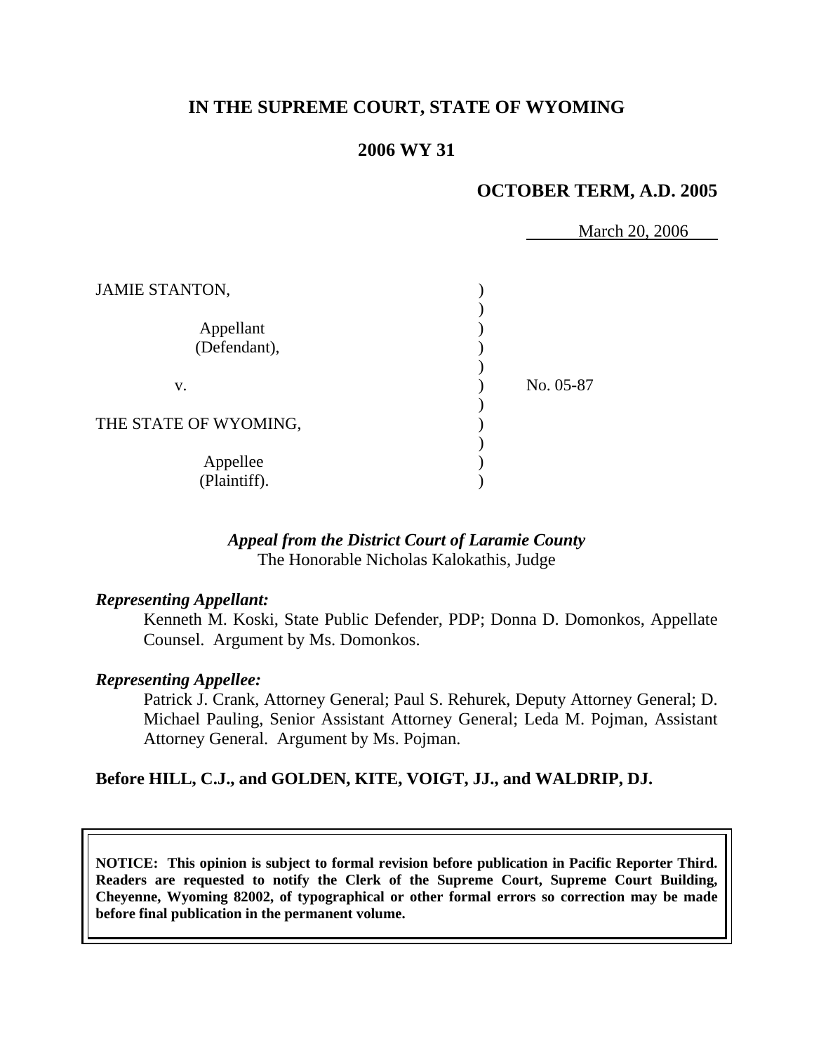# IN THE SUPREME COURT, STATE OF WYOMING

## 2006 WY 31

### OCTOBER TERM, A.D. 2005

March 20, 2006

JAMIE STANTON,

Appellant (Defendant),

v. No. 05-87

THE STATE OF WYOMING,

Appellee (Plaintiff).

***Appeal from the District Court of Laramie County***
The Honorable Nicholas Kalokathis, Judge

***Representing Appellant:***

Kenneth M. Koski, State Public Defender, PDP; Donna D. Domonkos, Appellate Counsel. Argument by Ms. Domonkos.

***Representing Appellee:***

Patrick J. Crank, Attorney General; Paul S. Rehurek, Deputy Attorney General; D. Michael Pauling, Senior Assistant Attorney General; Leda M. Pojman, Assistant Attorney General. Argument by Ms. Pojman.

**Before HILL, C.J., and GOLDEN, KITE, VOIGT, JJ., and WALDRIP, DJ.**

**NOTICE: This opinion is subject to formal revision before publication in Pacific Reporter Third. Readers are requested to notify the Clerk of the Supreme Court, Supreme Court Building, Cheyenne, Wyoming 82002, of typographical or other formal errors so correction may be made before final publication in the permanent volume.**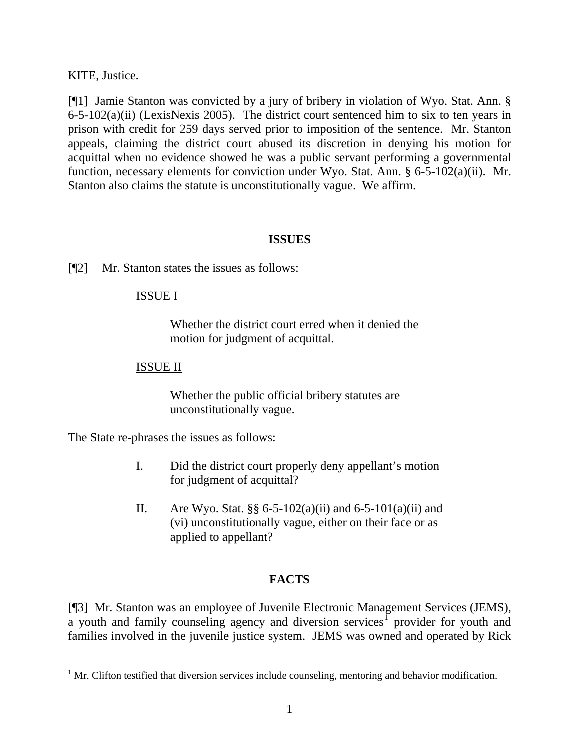KITE, Justice.

[¶1] Jamie Stanton was convicted by a jury of bribery in violation of Wyo. Stat. Ann. § 6-5-102(a)(ii) (LexisNexis 2005). The district court sentenced him to six to ten years in prison with credit for 259 days served prior to imposition of the sentence. Mr. Stanton appeals, claiming the district court abused its discretion in denying his motion for acquittal when no evidence showed he was a public servant performing a governmental function, necessary elements for conviction under Wyo. Stat. Ann. § 6-5-102(a)(ii). Mr. Stanton also claims the statute is unconstitutionally vague. We affirm.

## ISSUES

[¶2] Mr. Stanton states the issues as follows:

<u>ISSUE I</u>

> Whether the district court erred when it denied the motion for judgment of acquittal.

<u>ISSUE II</u>

> Whether the public official bribery statutes are unconstitutionally vague.

The State re-phrases the issues as follows:

> I. Did the district court properly deny appellant's motion for judgment of acquittal?
>
> II. Are Wyo. Stat. §§ 6-5-102(a)(ii) and 6-5-101(a)(ii) and (vi) unconstitutionally vague, either on their face or as applied to appellant?

## FACTS

[¶3] Mr. Stanton was an employee of Juvenile Electronic Management Services (JEMS), a youth and family counseling agency and diversion services[1] provider for youth and families involved in the juvenile justice system. JEMS was owned and operated by Rick

[1] Mr. Clifton testified that diversion services include counseling, mentoring and behavior modification.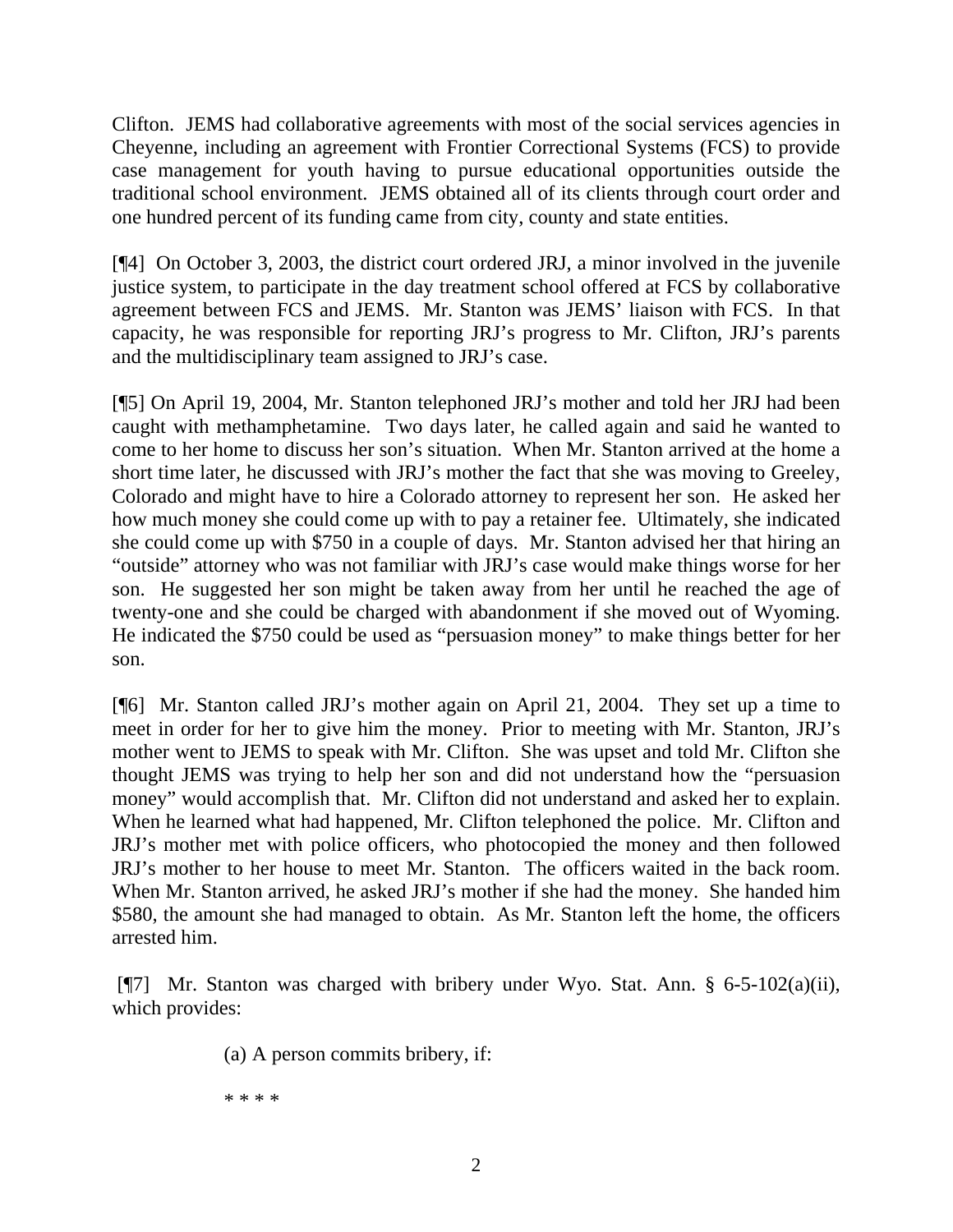Clifton. JEMS had collaborative agreements with most of the social services agencies in Cheyenne, including an agreement with Frontier Correctional Systems (FCS) to provide case management for youth having to pursue educational opportunities outside the traditional school environment. JEMS obtained all of its clients through court order and one hundred percent of its funding came from city, county and state entities.

[¶4] On October 3, 2003, the district court ordered JRJ, a minor involved in the juvenile justice system, to participate in the day treatment school offered at FCS by collaborative agreement between FCS and JEMS. Mr. Stanton was JEMS' liaison with FCS. In that capacity, he was responsible for reporting JRJ's progress to Mr. Clifton, JRJ's parents and the multidisciplinary team assigned to JRJ's case.

[¶5] On April 19, 2004, Mr. Stanton telephoned JRJ's mother and told her JRJ had been caught with methamphetamine. Two days later, he called again and said he wanted to come to her home to discuss her son's situation. When Mr. Stanton arrived at the home a short time later, he discussed with JRJ's mother the fact that she was moving to Greeley, Colorado and might have to hire a Colorado attorney to represent her son. He asked her how much money she could come up with to pay a retainer fee. Ultimately, she indicated she could come up with $750 in a couple of days. Mr. Stanton advised her that hiring an "outside" attorney who was not familiar with JRJ's case would make things worse for her son. He suggested her son might be taken away from her until he reached the age of twenty-one and she could be charged with abandonment if she moved out of Wyoming. He indicated the $750 could be used as "persuasion money" to make things better for her son.

[¶6] Mr. Stanton called JRJ's mother again on April 21, 2004. They set up a time to meet in order for her to give him the money. Prior to meeting with Mr. Stanton, JRJ's mother went to JEMS to speak with Mr. Clifton. She was upset and told Mr. Clifton she thought JEMS was trying to help her son and did not understand how the "persuasion money" would accomplish that. Mr. Clifton did not understand and asked her to explain. When he learned what had happened, Mr. Clifton telephoned the police. Mr. Clifton and JRJ's mother met with police officers, who photocopied the money and then followed JRJ's mother to her house to meet Mr. Stanton. The officers waited in the back room. When Mr. Stanton arrived, he asked JRJ's mother if she had the money. She handed him $580, the amount she had managed to obtain. As Mr. Stanton left the home, the officers arrested him.

[¶7] Mr. Stanton was charged with bribery under Wyo. Stat. Ann. § 6-5-102(a)(ii), which provides:

> (a) A person commits bribery, if:
>
> * * * *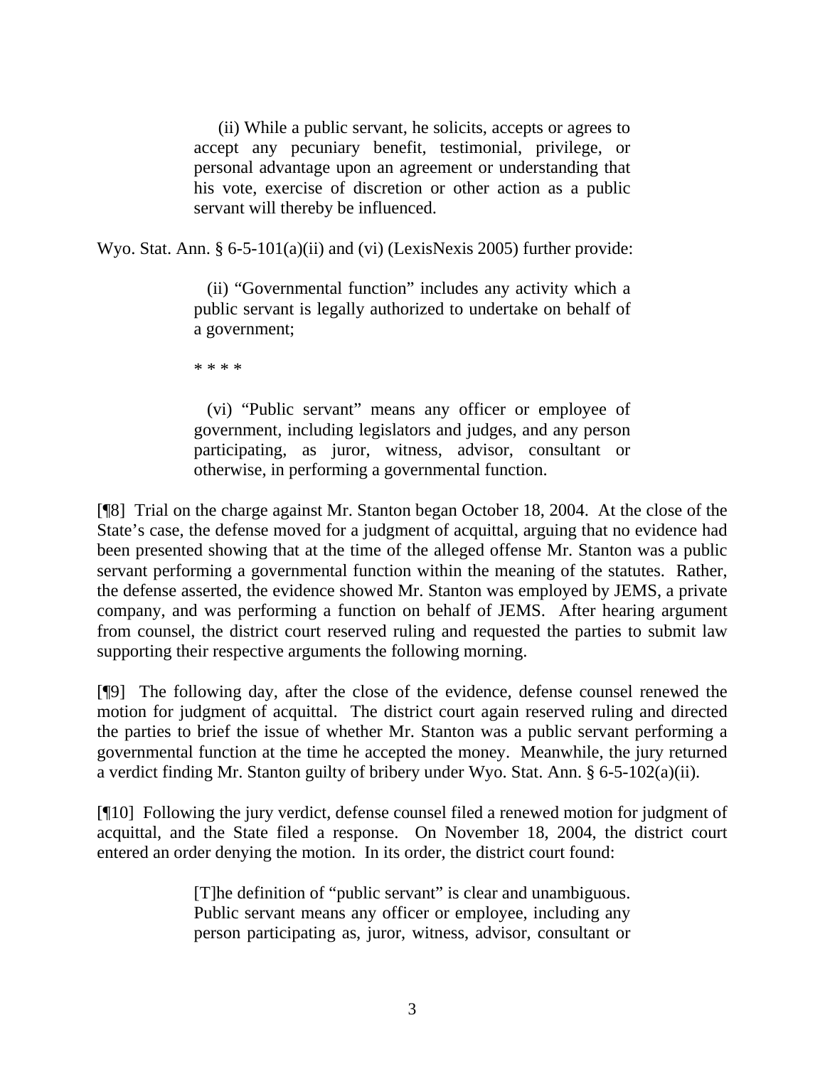> (ii) While a public servant, he solicits, accepts or agrees to accept any pecuniary benefit, testimonial, privilege, or personal advantage upon an agreement or understanding that his vote, exercise of discretion or other action as a public servant will thereby be influenced.

Wyo. Stat. Ann. § 6-5-101(a)(ii) and (vi) (LexisNexis 2005) further provide:

> (ii) "Governmental function" includes any activity which a public servant is legally authorized to undertake on behalf of a government;
>
> * * * *
>
> (vi) "Public servant" means any officer or employee of government, including legislators and judges, and any person participating, as juror, witness, advisor, consultant or otherwise, in performing a governmental function.

[¶8] Trial on the charge against Mr. Stanton began October 18, 2004. At the close of the State's case, the defense moved for a judgment of acquittal, arguing that no evidence had been presented showing that at the time of the alleged offense Mr. Stanton was a public servant performing a governmental function within the meaning of the statutes. Rather, the defense asserted, the evidence showed Mr. Stanton was employed by JEMS, a private company, and was performing a function on behalf of JEMS. After hearing argument from counsel, the district court reserved ruling and requested the parties to submit law supporting their respective arguments the following morning.

[¶9] The following day, after the close of the evidence, defense counsel renewed the motion for judgment of acquittal. The district court again reserved ruling and directed the parties to brief the issue of whether Mr. Stanton was a public servant performing a governmental function at the time he accepted the money. Meanwhile, the jury returned a verdict finding Mr. Stanton guilty of bribery under Wyo. Stat. Ann. § 6-5-102(a)(ii).

[¶10] Following the jury verdict, defense counsel filed a renewed motion for judgment of acquittal, and the State filed a response. On November 18, 2004, the district court entered an order denying the motion. In its order, the district court found:

> [T]he definition of "public servant" is clear and unambiguous. Public servant means any officer or employee, including any person participating as, juror, witness, advisor, consultant or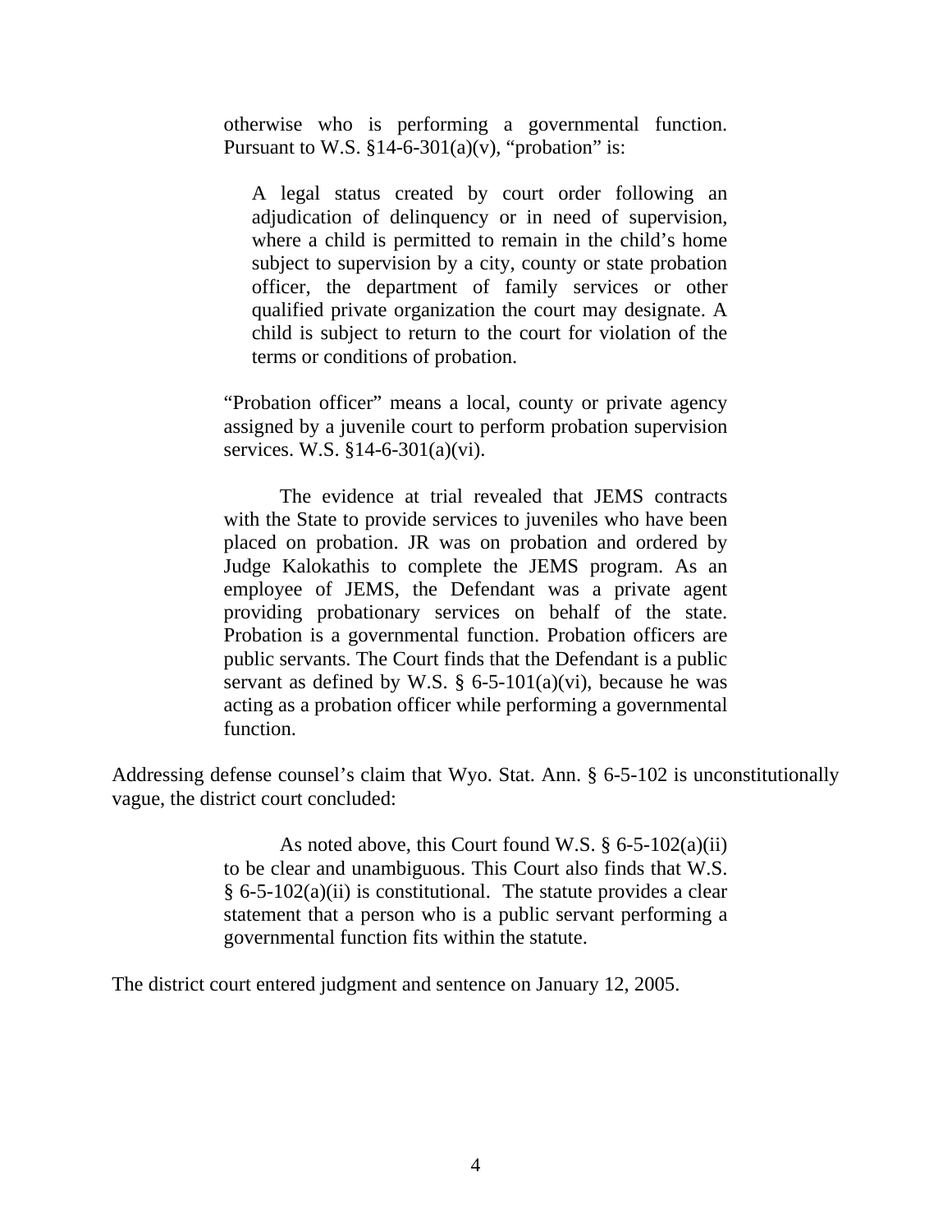> otherwise who is performing a governmental function. Pursuant to W.S. §14-6-301(a)(v), "probation" is:
>
> > A legal status created by court order following an adjudication of delinquency or in need of supervision, where a child is permitted to remain in the child's home subject to supervision by a city, county or state probation officer, the department of family services or other qualified private organization the court may designate. A child is subject to return to the court for violation of the terms or conditions of probation.
>
> "Probation officer" means a local, county or private agency assigned by a juvenile court to perform probation supervision services. W.S. §14-6-301(a)(vi).
>
> The evidence at trial revealed that JEMS contracts with the State to provide services to juveniles who have been placed on probation. JR was on probation and ordered by Judge Kalokathis to complete the JEMS program. As an employee of JEMS, the Defendant was a private agent providing probationary services on behalf of the state. Probation is a governmental function. Probation officers are public servants. The Court finds that the Defendant is a public servant as defined by W.S. § 6-5-101(a)(vi), because he was acting as a probation officer while performing a governmental function.

Addressing defense counsel's claim that Wyo. Stat. Ann. § 6-5-102 is unconstitutionally vague, the district court concluded:

> As noted above, this Court found W.S. § 6-5-102(a)(ii) to be clear and unambiguous. This Court also finds that W.S. § 6-5-102(a)(ii) is constitutional. The statute provides a clear statement that a person who is a public servant performing a governmental function fits within the statute.

The district court entered judgment and sentence on January 12, 2005.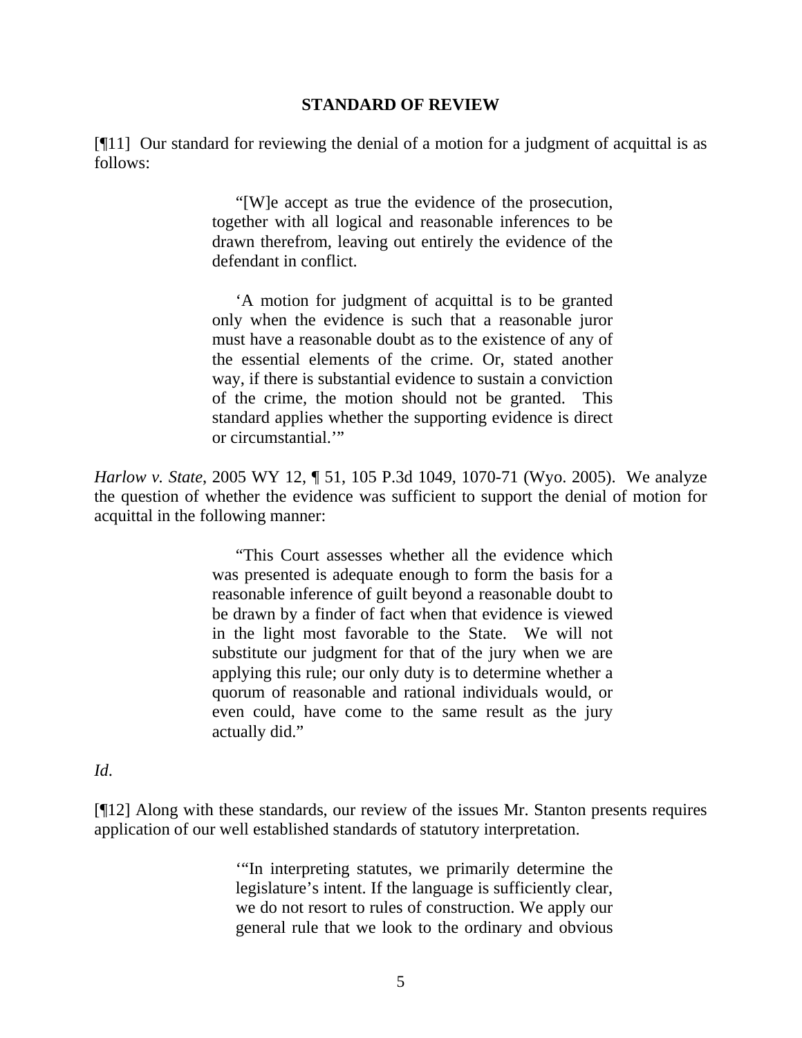## STANDARD OF REVIEW

[¶11] Our standard for reviewing the denial of a motion for a judgment of acquittal is as follows:

> "[W]e accept as true the evidence of the prosecution, together with all logical and reasonable inferences to be drawn therefrom, leaving out entirely the evidence of the defendant in conflict.
>
> 'A motion for judgment of acquittal is to be granted only when the evidence is such that a reasonable juror must have a reasonable doubt as to the existence of any of the essential elements of the crime. Or, stated another way, if there is substantial evidence to sustain a conviction of the crime, the motion should not be granted. This standard applies whether the supporting evidence is direct or circumstantial.'"

*Harlow v. State*, 2005 WY 12, ¶ 51, 105 P.3d 1049, 1070-71 (Wyo. 2005). We analyze the question of whether the evidence was sufficient to support the denial of motion for acquittal in the following manner:

> "This Court assesses whether all the evidence which was presented is adequate enough to form the basis for a reasonable inference of guilt beyond a reasonable doubt to be drawn by a finder of fact when that evidence is viewed in the light most favorable to the State. We will not substitute our judgment for that of the jury when we are applying this rule; our only duty is to determine whether a quorum of reasonable and rational individuals would, or even could, have come to the same result as the jury actually did."

*Id*.

[¶12] Along with these standards, our review of the issues Mr. Stanton presents requires application of our well established standards of statutory interpretation.

> '"In interpreting statutes, we primarily determine the legislature's intent. If the language is sufficiently clear, we do not resort to rules of construction. We apply our general rule that we look to the ordinary and obvious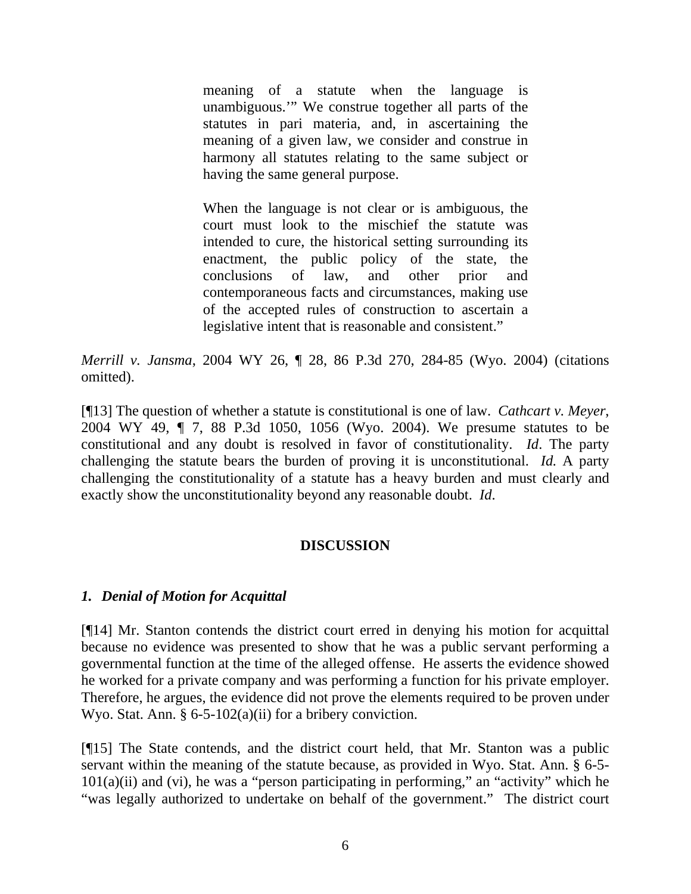> meaning of a statute when the language is unambiguous.'" We construe together all parts of the statutes in pari materia, and, in ascertaining the meaning of a given law, we consider and construe in harmony all statutes relating to the same subject or having the same general purpose.
>
> When the language is not clear or is ambiguous, the court must look to the mischief the statute was intended to cure, the historical setting surrounding its enactment, the public policy of the state, the conclusions of law, and other prior and contemporaneous facts and circumstances, making use of the accepted rules of construction to ascertain a legislative intent that is reasonable and consistent."

*Merrill v. Jansma*, 2004 WY 26, ¶ 28, 86 P.3d 270, 284-85 (Wyo. 2004) (citations omitted).

[¶13] The question of whether a statute is constitutional is one of law. *Cathcart v. Meyer*, 2004 WY 49, ¶ 7, 88 P.3d 1050, 1056 (Wyo. 2004). We presume statutes to be constitutional and any doubt is resolved in favor of constitutionality. *Id*. The party challenging the statute bears the burden of proving it is unconstitutional. *Id.* A party challenging the constitutionality of a statute has a heavy burden and must clearly and exactly show the unconstitutionality beyond any reasonable doubt. *Id*.

## DISCUSSION

### *1. Denial of Motion for Acquittal*

[¶14] Mr. Stanton contends the district court erred in denying his motion for acquittal because no evidence was presented to show that he was a public servant performing a governmental function at the time of the alleged offense. He asserts the evidence showed he worked for a private company and was performing a function for his private employer. Therefore, he argues, the evidence did not prove the elements required to be proven under Wyo. Stat. Ann. § 6-5-102(a)(ii) for a bribery conviction.

[¶15] The State contends, and the district court held, that Mr. Stanton was a public servant within the meaning of the statute because, as provided in Wyo. Stat. Ann. § 6-5-101(a)(ii) and (vi), he was a "person participating in performing," an "activity" which he "was legally authorized to undertake on behalf of the government." The district court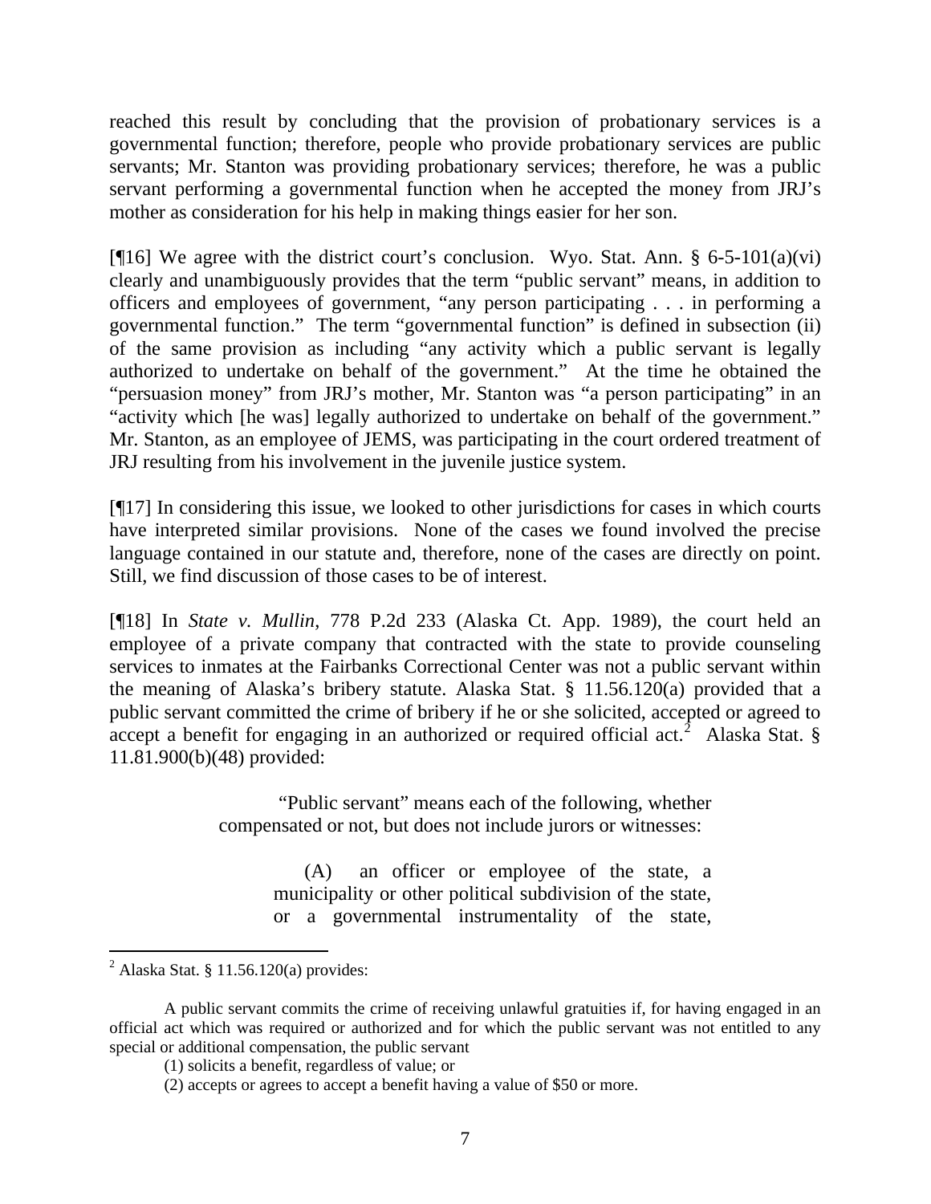reached this result by concluding that the provision of probationary services is a governmental function; therefore, people who provide probationary services are public servants; Mr. Stanton was providing probationary services; therefore, he was a public servant performing a governmental function when he accepted the money from JRJ's mother as consideration for his help in making things easier for her son.

[¶16] We agree with the district court's conclusion. Wyo. Stat. Ann. § 6-5-101(a)(vi) clearly and unambiguously provides that the term "public servant" means, in addition to officers and employees of government, "any person participating . . . in performing a governmental function." The term "governmental function" is defined in subsection (ii) of the same provision as including "any activity which a public servant is legally authorized to undertake on behalf of the government." At the time he obtained the "persuasion money" from JRJ's mother, Mr. Stanton was "a person participating" in an "activity which [he was] legally authorized to undertake on behalf of the government." Mr. Stanton, as an employee of JEMS, was participating in the court ordered treatment of JRJ resulting from his involvement in the juvenile justice system.

[¶17] In considering this issue, we looked to other jurisdictions for cases in which courts have interpreted similar provisions. None of the cases we found involved the precise language contained in our statute and, therefore, none of the cases are directly on point. Still, we find discussion of those cases to be of interest.

[¶18] In *State v. Mullin*, 778 P.2d 233 (Alaska Ct. App. 1989), the court held an employee of a private company that contracted with the state to provide counseling services to inmates at the Fairbanks Correctional Center was not a public servant within the meaning of Alaska's bribery statute. Alaska Stat. § 11.56.120(a) provided that a public servant committed the crime of bribery if he or she solicited, accepted or agreed to accept a benefit for engaging in an authorized or required official act.[2] Alaska Stat. § 11.81.900(b)(48) provided:

> "Public servant" means each of the following, whether compensated or not, but does not include jurors or witnesses:
>
> (A) an officer or employee of the state, a municipality or other political subdivision of the state, or a governmental instrumentality of the state,

---

[2] Alaska Stat. § 11.56.120(a) provides:

> A public servant commits the crime of receiving unlawful gratuities if, for having engaged in an official act which was required or authorized and for which the public servant was not entitled to any special or additional compensation, the public servant
>
> (1) solicits a benefit, regardless of value; or
>
> (2) accepts or agrees to accept a benefit having a value of $50 or more.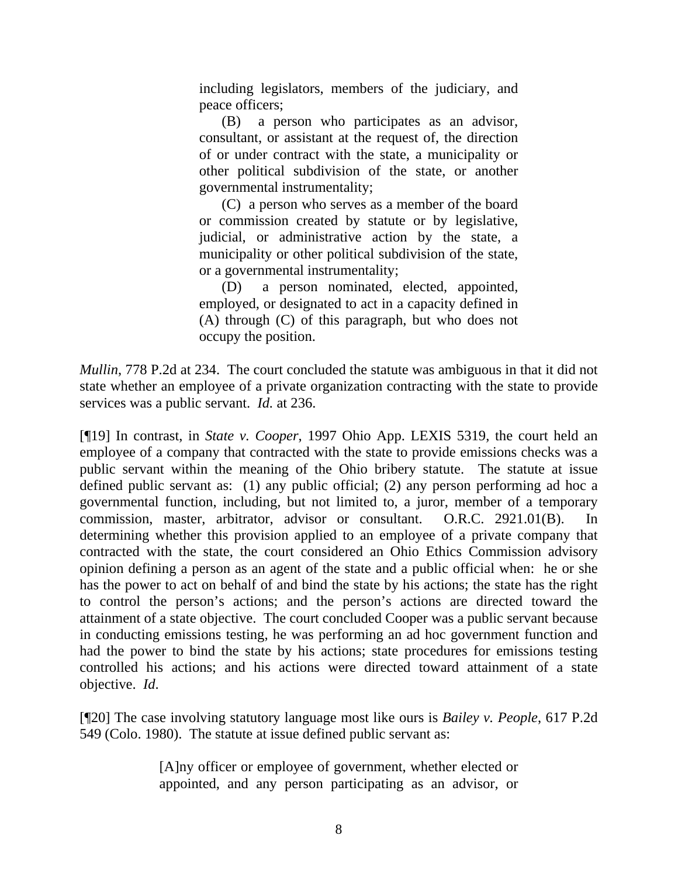> including legislators, members of the judiciary, and peace officers;
>
> (B) a person who participates as an advisor, consultant, or assistant at the request of, the direction of or under contract with the state, a municipality or other political subdivision of the state, or another governmental instrumentality;
>
> (C) a person who serves as a member of the board or commission created by statute or by legislative, judicial, or administrative action by the state, a municipality or other political subdivision of the state, or a governmental instrumentality;
>
> (D) a person nominated, elected, appointed, employed, or designated to act in a capacity defined in (A) through (C) of this paragraph, but who does not occupy the position.

*Mullin*, 778 P.2d at 234. The court concluded the statute was ambiguous in that it did not state whether an employee of a private organization contracting with the state to provide services was a public servant. *Id.* at 236.

[¶19] In contrast, in *State v. Cooper*, 1997 Ohio App. LEXIS 5319, the court held an employee of a company that contracted with the state to provide emissions checks was a public servant within the meaning of the Ohio bribery statute. The statute at issue defined public servant as: (1) any public official; (2) any person performing ad hoc a governmental function, including, but not limited to, a juror, member of a temporary commission, master, arbitrator, advisor or consultant. O.R.C. 2921.01(B). In determining whether this provision applied to an employee of a private company that contracted with the state, the court considered an Ohio Ethics Commission advisory opinion defining a person as an agent of the state and a public official when: he or she has the power to act on behalf of and bind the state by his actions; the state has the right to control the person's actions; and the person's actions are directed toward the attainment of a state objective. The court concluded Cooper was a public servant because in conducting emissions testing, he was performing an ad hoc government function and had the power to bind the state by his actions; state procedures for emissions testing controlled his actions; and his actions were directed toward attainment of a state objective. *Id*.

[¶20] The case involving statutory language most like ours is *Bailey v. People*, 617 P.2d 549 (Colo. 1980). The statute at issue defined public servant as:

> [A]ny officer or employee of government, whether elected or appointed, and any person participating as an advisor, or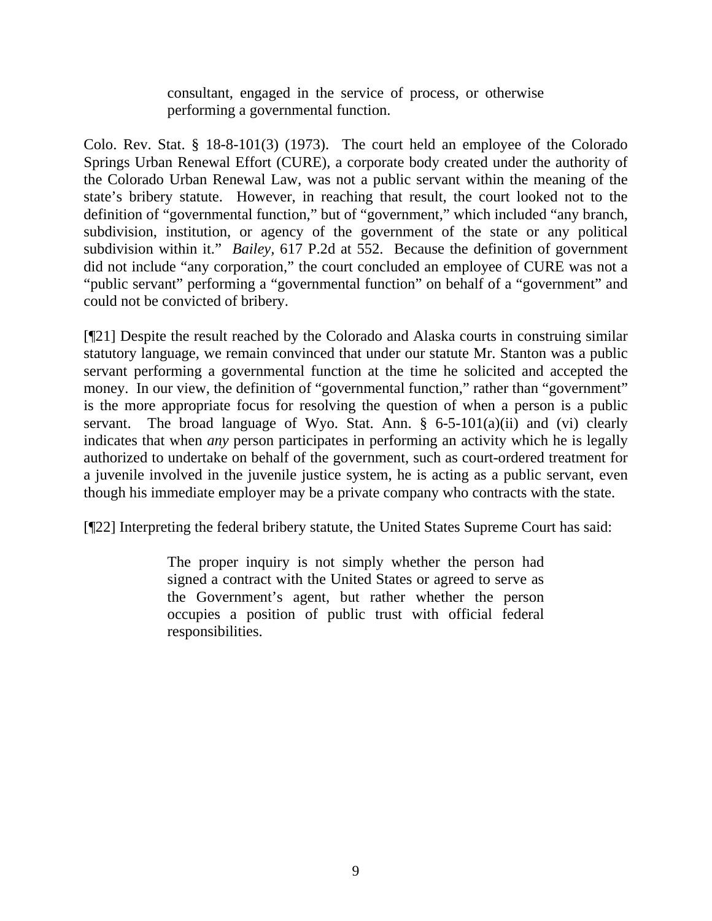> consultant, engaged in the service of process, or otherwise performing a governmental function.

Colo. Rev. Stat. § 18-8-101(3) (1973). The court held an employee of the Colorado Springs Urban Renewal Effort (CURE), a corporate body created under the authority of the Colorado Urban Renewal Law, was not a public servant within the meaning of the state's bribery statute. However, in reaching that result, the court looked not to the definition of "governmental function," but of "government," which included "any branch, subdivision, institution, or agency of the government of the state or any political subdivision within it." *Bailey*, 617 P.2d at 552. Because the definition of government did not include "any corporation," the court concluded an employee of CURE was not a "public servant" performing a "governmental function" on behalf of a "government" and could not be convicted of bribery.

[¶21] Despite the result reached by the Colorado and Alaska courts in construing similar statutory language, we remain convinced that under our statute Mr. Stanton was a public servant performing a governmental function at the time he solicited and accepted the money. In our view, the definition of "governmental function," rather than "government" is the more appropriate focus for resolving the question of when a person is a public servant. The broad language of Wyo. Stat. Ann. § 6-5-101(a)(ii) and (vi) clearly indicates that when *any* person participates in performing an activity which he is legally authorized to undertake on behalf of the government, such as court-ordered treatment for a juvenile involved in the juvenile justice system, he is acting as a public servant, even though his immediate employer may be a private company who contracts with the state.

[¶22] Interpreting the federal bribery statute, the United States Supreme Court has said:

> The proper inquiry is not simply whether the person had signed a contract with the United States or agreed to serve as the Government's agent, but rather whether the person occupies a position of public trust with official federal responsibilities.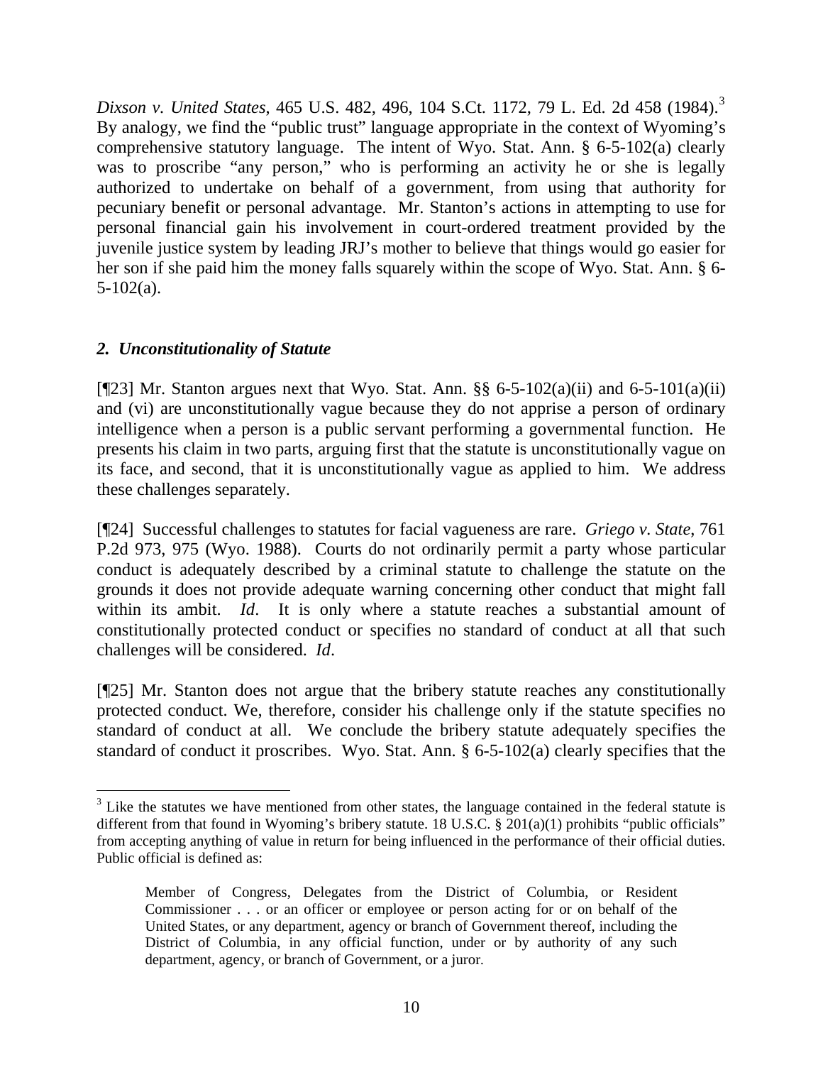*Dixson v. United States*, 465 U.S. 482, 496, 104 S.Ct. 1172, 79 L. Ed. 2d 458 (1984).[3] By analogy, we find the "public trust" language appropriate in the context of Wyoming's comprehensive statutory language. The intent of Wyo. Stat. Ann. § 6-5-102(a) clearly was to proscribe "any person," who is performing an activity he or she is legally authorized to undertake on behalf of a government, from using that authority for pecuniary benefit or personal advantage. Mr. Stanton's actions in attempting to use for personal financial gain his involvement in court-ordered treatment provided by the juvenile justice system by leading JRJ's mother to believe that things would go easier for her son if she paid him the money falls squarely within the scope of Wyo. Stat. Ann. § 6-5-102(a).

### *2. Unconstitutionality of Statute*

[¶23] Mr. Stanton argues next that Wyo. Stat. Ann. §§ 6-5-102(a)(ii) and 6-5-101(a)(ii) and (vi) are unconstitutionally vague because they do not apprise a person of ordinary intelligence when a person is a public servant performing a governmental function. He presents his claim in two parts, arguing first that the statute is unconstitutionally vague on its face, and second, that it is unconstitutionally vague as applied to him. We address these challenges separately.

[¶24] Successful challenges to statutes for facial vagueness are rare. *Griego v. State*, 761 P.2d 973, 975 (Wyo. 1988). Courts do not ordinarily permit a party whose particular conduct is adequately described by a criminal statute to challenge the statute on the grounds it does not provide adequate warning concerning other conduct that might fall within its ambit. *Id*. It is only where a statute reaches a substantial amount of constitutionally protected conduct or specifies no standard of conduct at all that such challenges will be considered. *Id*.

[¶25] Mr. Stanton does not argue that the bribery statute reaches any constitutionally protected conduct. We, therefore, consider his challenge only if the statute specifies no standard of conduct at all. We conclude the bribery statute adequately specifies the standard of conduct it proscribes. Wyo. Stat. Ann. § 6-5-102(a) clearly specifies that the

---

[3] Like the statutes we have mentioned from other states, the language contained in the federal statute is different from that found in Wyoming's bribery statute. 18 U.S.C. § 201(a)(1) prohibits "public officials" from accepting anything of value in return for being influenced in the performance of their official duties. Public official is defined as:

> Member of Congress, Delegates from the District of Columbia, or Resident Commissioner . . . or an officer or employee or person acting for or on behalf of the United States, or any department, agency or branch of Government thereof, including the District of Columbia, in any official function, under or by authority of any such department, agency, or branch of Government, or a juror.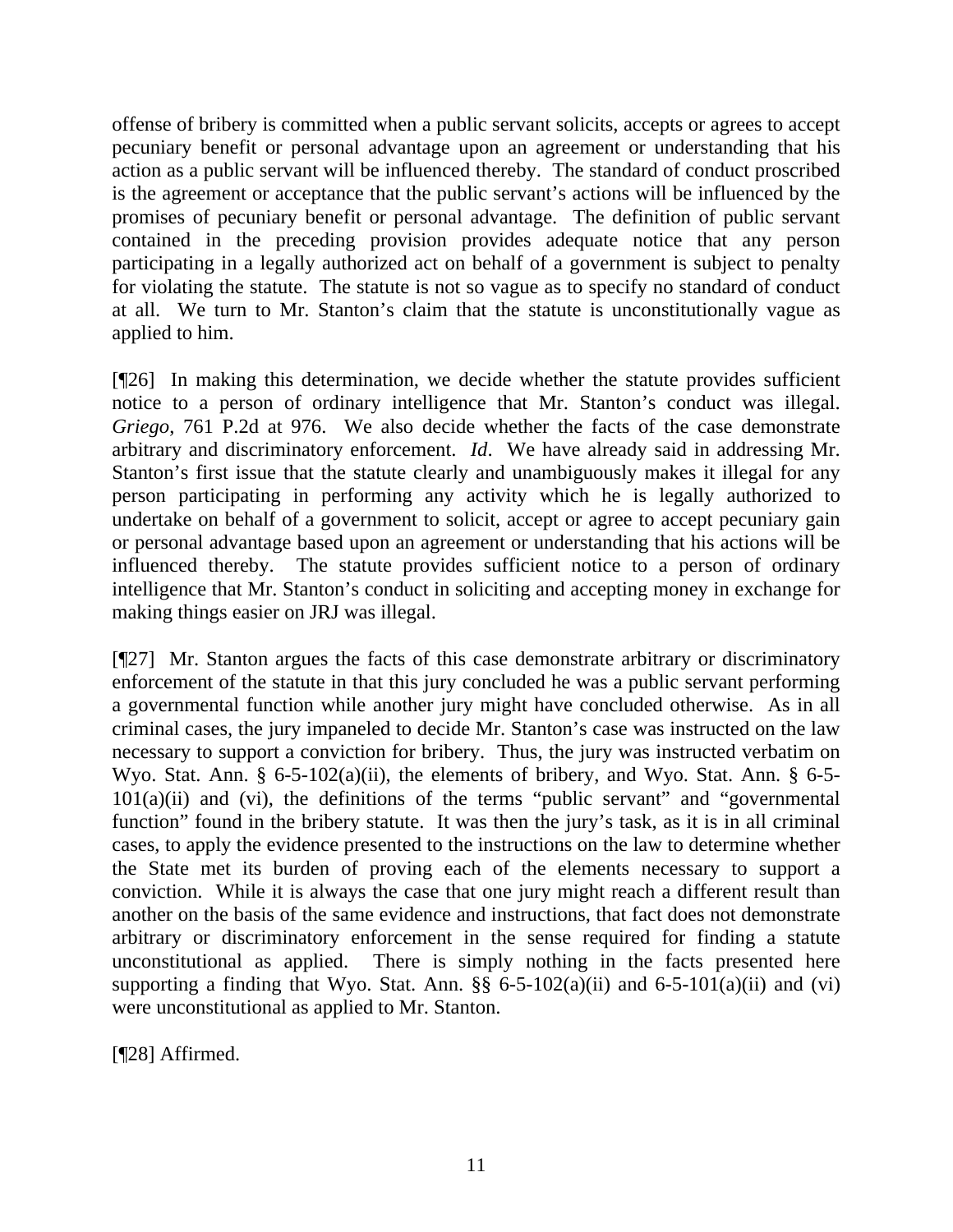offense of bribery is committed when a public servant solicits, accepts or agrees to accept pecuniary benefit or personal advantage upon an agreement or understanding that his action as a public servant will be influenced thereby. The standard of conduct proscribed is the agreement or acceptance that the public servant's actions will be influenced by the promises of pecuniary benefit or personal advantage. The definition of public servant contained in the preceding provision provides adequate notice that any person participating in a legally authorized act on behalf of a government is subject to penalty for violating the statute. The statute is not so vague as to specify no standard of conduct at all. We turn to Mr. Stanton's claim that the statute is unconstitutionally vague as applied to him.

[¶26] In making this determination, we decide whether the statute provides sufficient notice to a person of ordinary intelligence that Mr. Stanton's conduct was illegal. *Griego*, 761 P.2d at 976. We also decide whether the facts of the case demonstrate arbitrary and discriminatory enforcement. *Id*. We have already said in addressing Mr. Stanton's first issue that the statute clearly and unambiguously makes it illegal for any person participating in performing any activity which he is legally authorized to undertake on behalf of a government to solicit, accept or agree to accept pecuniary gain or personal advantage based upon an agreement or understanding that his actions will be influenced thereby. The statute provides sufficient notice to a person of ordinary intelligence that Mr. Stanton's conduct in soliciting and accepting money in exchange for making things easier on JRJ was illegal.

[¶27] Mr. Stanton argues the facts of this case demonstrate arbitrary or discriminatory enforcement of the statute in that this jury concluded he was a public servant performing a governmental function while another jury might have concluded otherwise. As in all criminal cases, the jury impaneled to decide Mr. Stanton's case was instructed on the law necessary to support a conviction for bribery. Thus, the jury was instructed verbatim on Wyo. Stat. Ann. § 6-5-102(a)(ii), the elements of bribery, and Wyo. Stat. Ann. § 6-5-101(a)(ii) and (vi), the definitions of the terms "public servant" and "governmental function" found in the bribery statute. It was then the jury's task, as it is in all criminal cases, to apply the evidence presented to the instructions on the law to determine whether the State met its burden of proving each of the elements necessary to support a conviction. While it is always the case that one jury might reach a different result than another on the basis of the same evidence and instructions, that fact does not demonstrate arbitrary or discriminatory enforcement in the sense required for finding a statute unconstitutional as applied. There is simply nothing in the facts presented here supporting a finding that Wyo. Stat. Ann. §§ 6-5-102(a)(ii) and 6-5-101(a)(ii) and (vi) were unconstitutional as applied to Mr. Stanton.

[¶28] Affirmed.